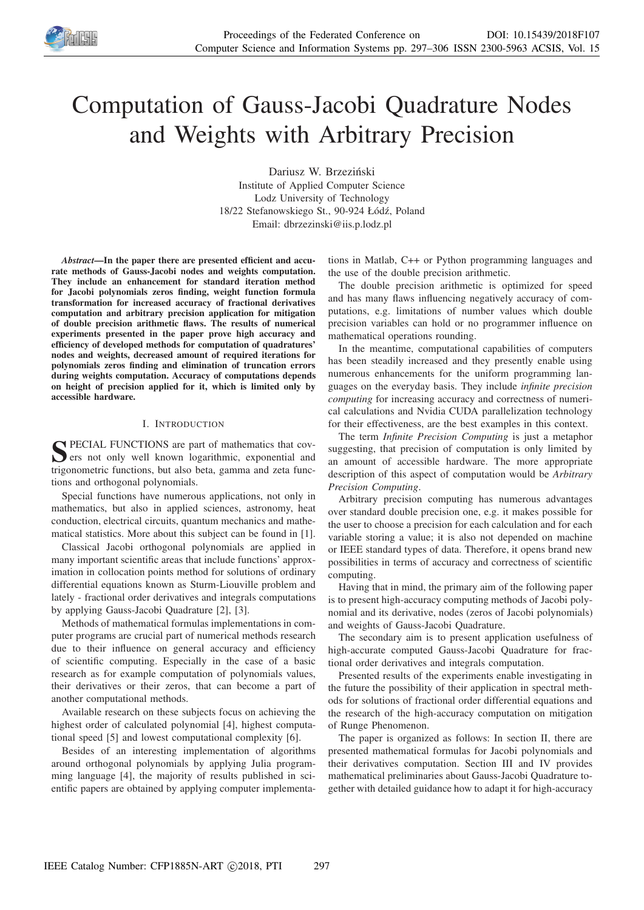# Computation of Gauss-Jacobi Quadrature Nodes and Weights with Arbitrary Precision

Dariusz W. Brzeziński
Institute of Applied Computer Science
Lodz University of Technology
18/22 Stefanowskiego St., 90-924 Łódź, Poland
Email: dbrzezinski@iis.p.lodz.pl

***Abstract*—In the paper there are presented efficient and accurate methods of Gauss-Jacobi nodes and weights computation. They include an enhancement for standard iteration method for Jacobi polynomials zeros finding, weight function formula transformation for increased accuracy of fractional derivatives computation and arbitrary precision application for mitigation of double precision arithmetic flaws. The results of numerical experiments presented in the paper prove high accuracy and efficiency of developed methods for computation of quadratures' nodes and weights, decreased amount of required iterations for polynomials zeros finding and elimination of truncation errors during weights computation. Accuracy of computations depends on height of precision applied for it, which is limited only by accessible hardware.**

## I. Introduction

Special functions are part of mathematics that covers not only well known logarithmic, exponential and trigonometric functions, but also beta, gamma and zeta functions and orthogonal polynomials.

Special functions have numerous applications, not only in mathematics, but also in applied sciences, astronomy, heat conduction, electrical circuits, quantum mechanics and mathematical statistics. More about this subject can be found in [1].

Classical Jacobi orthogonal polynomials are applied in many important scientific areas that include functions' approximation in collocation points method for solutions of ordinary differential equations known as Sturm-Liouville problem and lately - fractional order derivatives and integrals computations by applying Gauss-Jacobi Quadrature [2], [3].

Methods of mathematical formulas implementations in computer programs are crucial part of numerical methods research due to their influence on general accuracy and efficiency of scientific computing. Especially in the case of a basic research as for example computation of polynomials values, their derivatives or their zeros, that can become a part of another computational methods.

Available research on these subjects focus on achieving the highest order of calculated polynomial [4], highest computational speed [5] and lowest computational complexity [6].

Besides of an interesting implementation of algorithms around orthogonal polynomials by applying Julia programming language [4], the majority of results published in scientific papers are obtained by applying computer implementations in Matlab, C++ or Python programming languages and the use of the double precision arithmetic.

The double precision arithmetic is optimized for speed and has many flaws influencing negatively accuracy of computations, e.g. limitations of number values which double precision variables can hold or no programmer influence on mathematical operations rounding.

In the meantime, computational capabilities of computers has been steadily increased and they presently enable using numerous enhancements for the uniform programming languages on the everyday basis. They include *infinite precision computing* for increasing accuracy and correctness of numerical calculations and Nvidia CUDA parallelization technology for their effectiveness, are the best examples in this context.

The term *Infinite Precision Computing* is just a metaphor suggesting, that precision of computation is only limited by an amount of accessible hardware. The more appropriate description of this aspect of computation would be *Arbitrary Precision Computing*.

Arbitrary precision computing has numerous advantages over standard double precision one, e.g. it makes possible for the user to choose a precision for each calculation and for each variable storing a value; it is also not depended on machine or IEEE standard types of data. Therefore, it opens brand new possibilities in terms of accuracy and correctness of scientific computing.

Having that in mind, the primary aim of the following paper is to present high-accuracy computing methods of Jacobi polynomial and its derivative, nodes (zeros of Jacobi polynomials) and weights of Gauss-Jacobi Quadrature.

The secondary aim is to present application usefulness of high-accurate computed Gauss-Jacobi Quadrature for fractional order derivatives and integrals computation.

Presented results of the experiments enable investigating in the future the possibility of their application in spectral methods for solutions of fractional order differential equations and the research of the high-accuracy computation on mitigation of Runge Phenomenon.

The paper is organized as follows: In section II, there are presented mathematical formulas for Jacobi polynomials and their derivatives computation. Section III and IV provides mathematical preliminaries about Gauss-Jacobi Quadrature together with detailed guidance how to adapt it for high-accuracy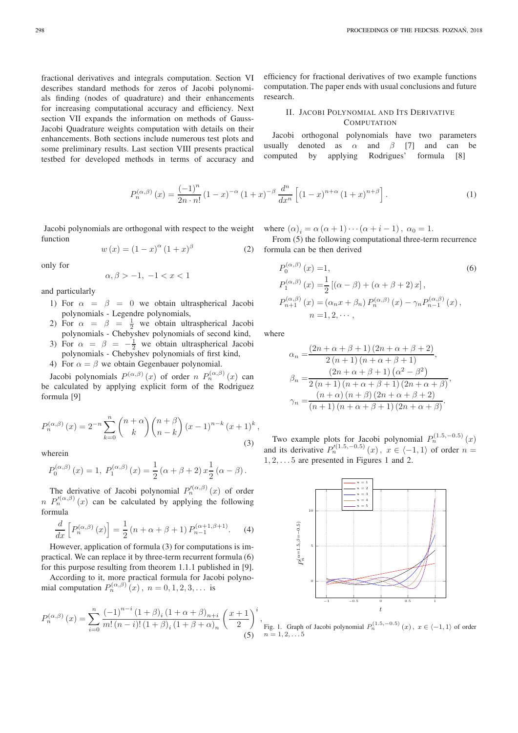fractional derivatives and integrals computation. Section VI describes standard methods for zeros of Jacobi polynomials finding (nodes of quadrature) and their enhancements for increasing computational accuracy and efficiency. Next section VII expands the information on methods of Gauss-Jacobi Quadrature weights computation with details on their enhancements. Both sections include numerous test plots and some preliminary results. Last section VIII presents practical testbed for developed methods in terms of accuracy and efficiency for fractional derivatives of two example functions computation. The paper ends with usual conclusions and future research.

## II. Jacobi Polynomial and Its Derivative Computation

Jacobi orthogonal polynomials have two parameters usually denoted as $\alpha$ and $\beta$ [7] and can be computed by applying Rodrigues' formula [8]

$$P_n^{(\alpha,\beta)}(x) = \frac{(-1)^n}{2n \cdot n!}(1-x)^{-\alpha}(1+x)^{-\beta}\frac{d^n}{dx^n}\left[(1-x)^{n+\alpha}(1+x)^{n+\beta}\right]. \tag{1}$$

Jacobi polynomials are orthogonal with respect to the weight function

$$w(x) = (1-x)^{\alpha}(1+x)^{\beta} \tag{2}$$

only for

$$\alpha, \beta > -1, \ -1 < x < 1$$

and particularly

1) For $\alpha = \beta = 0$ we obtain ultraspherical Jacobi polynomials - Legendre polynomials,
2) For $\alpha = \beta = \frac{1}{2}$ we obtain ultraspherical Jacobi polynomials - Chebyshev polynomials of second kind,
3) For $\alpha = \beta = -\frac{1}{2}$ we obtain ultraspherical Jacobi polynomials - Chebyshev polynomials of first kind,
4) For $\alpha = \beta$ we obtain Gegenbauer polynomial.

Jacobi polynomials $P^{(\alpha,\beta)}(x)$ of order $n$ $P_n^{(\alpha,\beta)}(x)$ can be calculated by applying explicit form of the Rodriguez formula [9]

$$P_n^{(\alpha,\beta)}(x) = 2^{-n}\sum_{k=0}^{n}\binom{n+\alpha}{k}\binom{n+\beta}{n-k}(x-1)^{n-k}(x+1)^k, \tag{3}$$

wherein

$$P_0^{(\alpha,\beta)}(x) = 1, \ P_1^{(\alpha,\beta)}(x) = \frac{1}{2}(\alpha+\beta+2)\,x\frac{1}{2}(\alpha-\beta).$$

The derivative of Jacobi polynomial $P_n'^{(\alpha,\beta)}(x)$ of order $n$ $P_n'^{(\alpha,\beta)}(x)$ can be calculated by applying the following formula

$$\frac{d}{dx}\left[P_n^{(\alpha,\beta)}(x)\right] = \frac{1}{2}(n+\alpha+\beta+1)\,P_{n-1}^{(\alpha+1,\beta+1)}. \tag{4}$$

However, application of formula (3) for computations is impractical. We can replace it by three-term recurrent formula (6) for this purpose resulting from theorem 1.1.1 published in [9].

According to it, more practical formula for Jacobi polynomial computation $P_n^{(\alpha,\beta)}(x)$, $n = 0, 1, 2, 3, \ldots$ is

$$P_n^{(\alpha,\beta)}(x) = \sum_{i=0}^{n}\frac{(-1)^{n-i}(1+\beta)_i(1+\alpha+\beta)_{n+i}}{m!\,(n-i)!\,(1+\beta)_i(1+\beta+\alpha)_n}\left(\frac{x+1}{2}\right)^i, \tag{5}$$

where $(\alpha)_i = \alpha(\alpha+1)\cdots(\alpha+i-1)$, $\alpha_0 = 1$.

From (5) the following computational three-term recurrence formula can be then derived

$$\begin{aligned}
P_0^{(\alpha,\beta)}(x) &= 1, \\
P_1^{(\alpha,\beta)}(x) &= \frac{1}{2}\left[(\alpha-\beta)+(\alpha+\beta+2)\,x\right], \\
P_{n+1}^{(\alpha,\beta)}(x) &= (\alpha_n x+\beta_n)\,P_n^{(\alpha,\beta)}(x) - \gamma_n P_{n-1}^{(\alpha,\beta)}(x), \\
n &= 1, 2, \cdots,
\end{aligned} \tag{6}$$

where

$$\begin{aligned}
\alpha_n &= \frac{(2n+\alpha+\beta+1)(2n+\alpha+\beta+2)}{2(n+1)(n+\alpha+\beta+1)}, \\
\beta_n &= \frac{(2n+\alpha+\beta+1)\left(\alpha^2-\beta^2\right)}{2(n+1)(n+\alpha+\beta+1)(2n+\alpha+\beta)}, \\
\gamma_n &= \frac{(n+\alpha)(n+\beta)(2n+\alpha+\beta+2)}{(n+1)(n+\alpha+\beta+1)(2n+\alpha+\beta)}.
\end{aligned}$$

Two example plots for Jacobi polynomial $P_n^{(1.5,-0.5)}(x)$ and its derivative $P_n'^{(1.5,-0.5)}(x)$, $x \in \langle -1, 1\rangle$ of order $n = 1, 2, \ldots 5$ are presented in Figures 1 and 2.

Fig. 1. Graph of Jacobi polynomial $P_n^{(1.5,-0.5)}(x)$, $x \in \langle -1, 1\rangle$ of order $n = 1, 2, \ldots 5$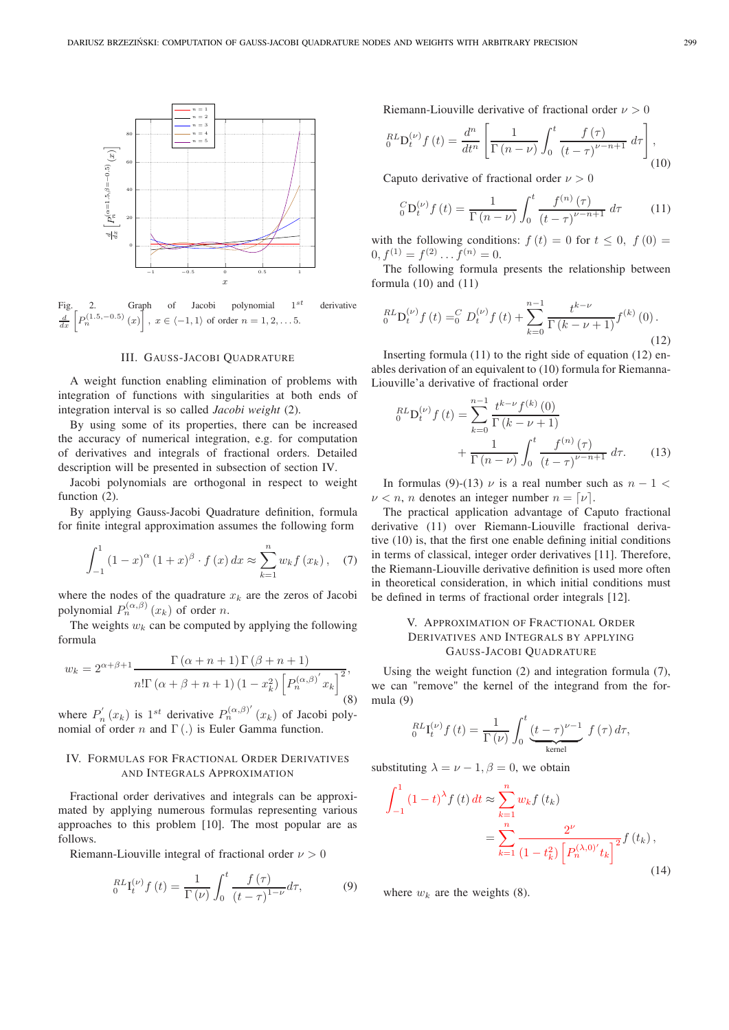Fig. 2. Graph of Jacobi polynomial $1^{st}$ derivative $\frac{d}{dx}\left[P_n^{(1.5,-0.5)}(x)\right]$, $x \in \langle -1, 1 \rangle$ of order $n = 1, 2, \ldots 5$.

## III. Gauss-Jacobi Quadrature

A weight function enabling elimination of problems with integration of functions with singularities at both ends of integration interval is so called *Jacobi weight* (2).

By using some of its properties, there can be increased the accuracy of numerical integration, e.g. for computation of derivatives and integrals of fractional orders. Detailed description will be presented in subsection of section IV.

Jacobi polynomials are orthogonal in respect to weight function (2).

By applying Gauss-Jacobi Quadrature definition, formula for finite integral approximation assumes the following form

$$\int_{-1}^{1} (1-x)^{\alpha} (1+x)^{\beta} \cdot f(x)\, dx \approx \sum_{k=1}^{n} w_k f(x_k), \tag{7}$$

where the nodes of the quadrature $x_k$ are the zeros of Jacobi polynomial $P_n^{(\alpha,\beta)}(x_k)$ of order $n$.

The weights $w_k$ can be computed by applying the following formula

$$w_k = 2^{\alpha+\beta+1} \frac{\Gamma(\alpha+n+1)\Gamma(\beta+n+1)}{n!\Gamma(\alpha+\beta+n+1)(1-x_k^2)\left[P_n^{(\alpha,\beta)'} x_k\right]^2}, \tag{8}$$

where $P_n^{'}(x_k)$ is $1^{st}$ derivative $P_n^{(\alpha,\beta)'}(x_k)$ of Jacobi polynomial of order $n$ and $\Gamma(.)$ is Euler Gamma function.

## IV. Formulas for Fractional Order Derivatives and Integrals Approximation

Fractional order derivatives and integrals can be approximated by applying numerous formulas representing various approaches to this problem [10]. The most popular are as follows.

Riemann-Liouville integral of fractional order $\nu > 0$

$$ {}_0^{RL}\mathrm{I}_t^{(\nu)} f(t) = \frac{1}{\Gamma(\nu)} \int_0^t \frac{f(\tau)}{(t-\tau)^{1-\nu}} d\tau, \tag{9}$$

Riemann-Liouville derivative of fractional order $\nu > 0$

$$ {}_0^{RL}\mathrm{D}_t^{(\nu)} f(t) = \frac{d^n}{dt^n}\left[\frac{1}{\Gamma(n-\nu)} \int_0^t \frac{f(\tau)}{(t-\tau)^{\nu-n+1}} d\tau\right], \tag{10}$$

Caputo derivative of fractional order $\nu > 0$

$$ {}_0^{C}\mathrm{D}_t^{(\nu)} f(t) = \frac{1}{\Gamma(n-\nu)} \int_0^t \frac{f^{(n)}(\tau)}{(t-\tau)^{\nu-n+1}} d\tau \tag{11}$$

with the following conditions: $f(t) = 0$ for $t \leq 0$, $f(0) = 0, f^{(1)} = f^{(2)} \ldots f^{(n)} = 0$.

The following formula presents the relationship between formula (10) and (11)

$$ {}_0^{RL}\mathrm{D}_t^{(\nu)} f(t) = {}_0^{C} D_t^{(\nu)} f(t) + \sum_{k=0}^{n-1} \frac{t^{k-\nu}}{\Gamma(k-\nu+1)} f^{(k)}(0). \tag{12}$$

Inserting formula (11) to the right side of equation (12) enables derivation of an equivalent to (10) formula for Riemanna-Liouville'a derivative of fractional order

$$ {}_0^{RL}\mathrm{D}_t^{(\nu)} f(t) = \sum_{k=0}^{n-1} \frac{t^{k-\nu} f^{(k)}(0)}{\Gamma(k-\nu+1)} + \frac{1}{\Gamma(n-\nu)} \int_0^t \frac{f^{(n)}(\tau)}{(t-\tau)^{\nu-n+1}} d\tau. \tag{13}$$

In formulas (9)-(13) $\nu$ is a real number such as $n-1 < \nu < n$, $n$ denotes an integer number $n = \lceil \nu \rceil$.

The practical application advantage of Caputo fractional derivative (11) over Riemann-Liouville fractional derivative (10) is, that the first one enable defining initial conditions in terms of classical, integer order derivatives [11]. Therefore, the Riemann-Liouville derivative definition is used more often in theoretical consideration, in which initial conditions must be defined in terms of fractional order integrals [12].

## V. Approximation of Fractional Order Derivatives and Integrals by Applying Gauss-Jacobi Quadrature

Using the weight function (2) and integration formula (7), we can "remove" the kernel of the integrand from the formula (9)

$$ {}_0^{RL}\mathrm{I}_t^{(\nu)} f(t) = \frac{1}{\Gamma(\nu)} \int_0^t \underbrace{(t-\tau)^{\nu-1}}_{\text{kernel}} f(\tau)\, d\tau,$$

substituting $\lambda = \nu - 1, \beta = 0$, we obtain

$$\int_{-1}^{1} (1-t)^{\lambda} f(t)\, dt \approx \sum_{k=1}^{n} w_k f(t_k) = \sum_{k=1}^{n} \frac{2^{\nu}}{(1-t_k^2)\left[P_n^{(\lambda,0)'} t_k\right]^2} f(t_k), \tag{14}$$

where $w_k$ are the weights (8).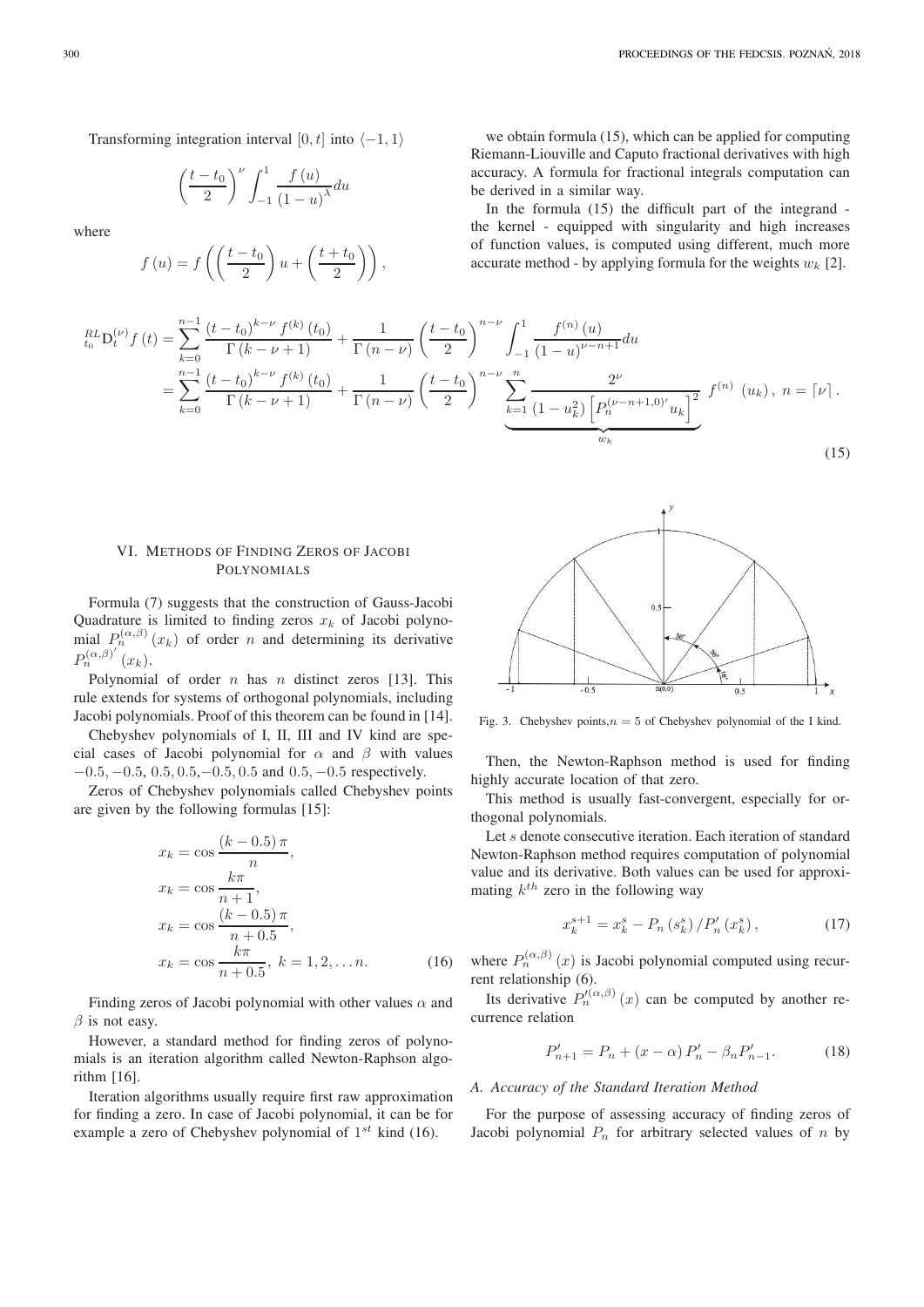Transforming integration interval $[0, t]$ into $\langle -1, 1\rangle$

$$\left(\frac{t-t_0}{2}\right)^{\nu} \int_{-1}^{1} \frac{f(u)}{(1-u)^{\lambda}} du$$

where

$$f(u) = f\left(\left(\frac{t-t_0}{2}\right) u + \left(\frac{t+t_0}{2}\right)\right),$$

we obtain formula (15), which can be applied for computing Riemann-Liouville and Caputo fractional derivatives with high accuracy. A formula for fractional integrals computation can be derived in a similar way.

In the formula (15) the difficult part of the integrand - the kernel - equipped with singularity and high increases of function values, is computed using different, much more accurate method - by applying formula for the weights $w_k$ [2].

$$\begin{aligned}
{}_{t_0}^{RL}\mathrm{D}_t^{(\nu)} f(t) &= \sum_{k=0}^{n-1} \frac{(t-t_0)^{k-\nu} f^{(k)}(t_0)}{\Gamma(k-\nu+1)} + \frac{1}{\Gamma(n-\nu)} \left(\frac{t-t_0}{2}\right)^{n-\nu} \int_{-1}^{1} \frac{f^{(n)}(u)}{(1-u)^{\nu-n+1}} du \\
&= \sum_{k=0}^{n-1} \frac{(t-t_0)^{k-\nu} f^{(k)}(t_0)}{\Gamma(k-\nu+1)} + \frac{1}{\Gamma(n-\nu)} \left(\frac{t-t_0}{2}\right)^{n-\nu} \underbrace{\sum_{k=1}^{n} \frac{2^{\nu}}{(1-u_k^2)\left[P_n^{(\nu-n+1,0)'} u_k\right]^2}}_{w_k} f^{(n)}(u_k), \; n = \lceil \nu \rceil.
\end{aligned} \tag{15}$$

## VI. Methods of Finding Zeros of Jacobi Polynomials

Formula (7) suggests that the construction of Gauss-Jacobi Quadrature is limited to finding zeros $x_k$ of Jacobi polynomial $P_n^{(\alpha,\beta)}(x_k)$ of order $n$ and determining its derivative $P_n^{(\alpha,\beta)'}(x_k)$.

Polynomial of order $n$ has $n$ distinct zeros [13]. This rule extends for systems of orthogonal polynomials, including Jacobi polynomials. Proof of this theorem can be found in [14].

Chebyshev polynomials of I, II, III and IV kind are special cases of Jacobi polynomial for $\alpha$ and $\beta$ with values $-0.5, -0.5$, $0.5, 0.5$, $-0.5, 0.5$ and $0.5, -0.5$ respectively.

Zeros of Chebyshev polynomials called Chebyshev points are given by the following formulas [15]:

$$\begin{aligned}
x_k &= \cos\frac{(k-0.5)\pi}{n}, \\
x_k &= \cos\frac{k\pi}{n+1}, \\
x_k &= \cos\frac{(k-0.5)\pi}{n+0.5}, \\
x_k &= \cos\frac{k\pi}{n+0.5}, \; k = 1, 2, \ldots n.
\end{aligned} \tag{16}$$

Finding zeros of Jacobi polynomial with other values $\alpha$ and $\beta$ is not easy.

However, a standard method for finding zeros of polynomials is an iteration algorithm called Newton-Raphson algorithm [16].

Iteration algorithms usually require first raw approximation for finding a zero. In case of Jacobi polynomial, it can be for example a zero of Chebyshev polynomial of $1^{st}$ kind (16).

Fig. 3. Chebyshev points, $n = 5$ of Chebyshev polynomial of the I kind.

Then, the Newton-Raphson method is used for finding highly accurate location of that zero.

This method is usually fast-convergent, especially for orthogonal polynomials.

Let $s$ denote consecutive iteration. Each iteration of standard Newton-Raphson method requires computation of polynomial value and its derivative. Both values can be used for approximating $k^{th}$ zero in the following way

$$x_k^{s+1} = x_k^s - P_n(s_k^s) / P_n'(x_k^s), \tag{17}$$

where $P_n^{(\alpha,\beta)}(x)$ is Jacobi polynomial computed using recurrent relationship (6).

Its derivative $P_n^{\prime(\alpha,\beta)}(x)$ can be computed by another recurrence relation

$$P_{n+1}' = P_n + (x-\alpha) P_n' - \beta_n P_{n-1}'. \tag{18}$$

### A. Accuracy of the Standard Iteration Method

For the purpose of assessing accuracy of finding zeros of Jacobi polynomial $P_n$ for arbitrary selected values of $n$ by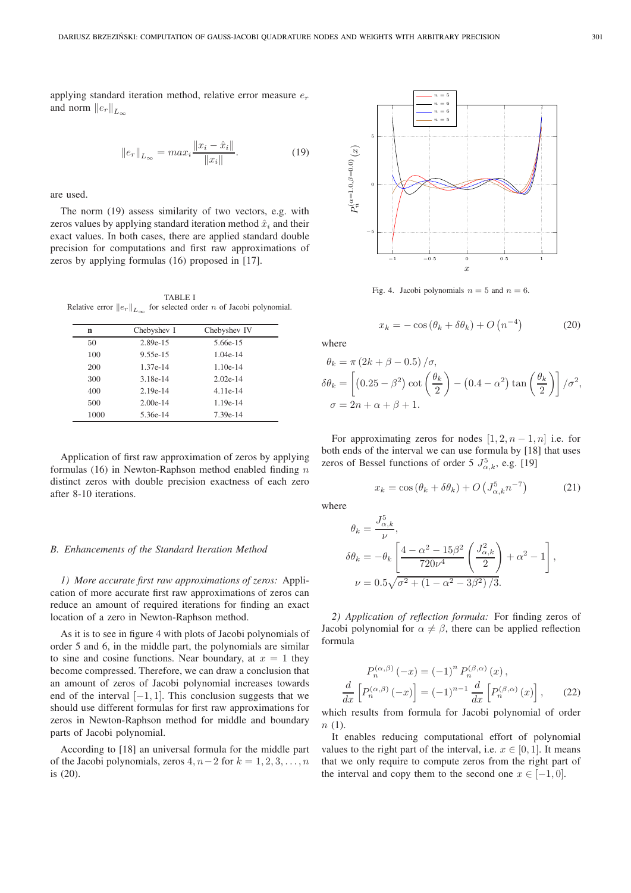applying standard iteration method, relative error measure $e_r$ and norm $\|e_r\|_{L_\infty}$

$$\|e_r\|_{L_\infty} = max_i \frac{\|x_i - \hat{x}_i\|}{\|x_i\|}. \tag{19}$$

are used.

The norm (19) assess similarity of two vectors, e.g. with zeros values by applying standard iteration method $\hat{x}_i$ and their exact values. In both cases, there are applied standard double precision for computations and first raw approximations of zeros by applying formulas (16) proposed in [17].

TABLE I
Relative error $\|e_r\|_{L_\infty}$ for selected order $n$ of Jacobi polynomial.

| n | Chebyshev I | Chebyshev IV |
|---|---|---|
| 50 | 2.89e-15 | 5.66e-15 |
| 100 | 9.55e-15 | 1.04e-14 |
| 200 | 1.37e-14 | 1.10e-14 |
| 300 | 3.18e-14 | 2.02e-14 |
| 400 | 2.19e-14 | 4.11e-14 |
| 500 | 2.00e-14 | 1.19e-14 |
| 1000 | 5.36e-14 | 7.39e-14 |

Application of first raw approximation of zeros by applying formulas (16) in Newton-Raphson method enabled finding $n$ distinct zeros with double precision exactness of each zero after 8-10 iterations.

### B. Enhancements of the Standard Iteration Method

*1) More accurate first raw approximations of zeros:* Application of more accurate first raw approximations of zeros can reduce an amount of required iterations for finding an exact location of a zero in Newton-Raphson method.

As it is to see in figure 4 with plots of Jacobi polynomials of order 5 and 6, in the middle part, the polynomials are similar to sine and cosine functions. Near boundary, at $x = 1$ they become compressed. Therefore, we can draw a conclusion that an amount of zeros of Jacobi polynomial increases towards end of the interval $[-1, 1]$. This conclusion suggests that we should use different formulas for first raw approximations for zeros in Newton-Raphson method for middle and boundary parts of Jacobi polynomial.

According to [18] an universal formula for the middle part of the Jacobi polynomials, zeros $4, n-2$ for $k = 1, 2, 3, \ldots, n$ is (20).

Fig. 4. Jacobi polynomials $n = 5$ and $n = 6$.

$$x_k = -\cos\left(\theta_k + \delta\theta_k\right) + O\left(n^{-4}\right) \tag{20}$$

where

$$\begin{aligned}
\theta_k &= \pi\left(2k + \beta - 0.5\right)/\sigma, \\
\delta\theta_k &= \left[\left(0.25 - \beta^2\right)\cot\left(\frac{\theta_k}{2}\right) - \left(0.4 - \alpha^2\right)\tan\left(\frac{\theta_k}{2}\right)\right]/\sigma^2, \\
\sigma &= 2n + \alpha + \beta + 1.
\end{aligned}$$

For approximating zeros for nodes $[1, 2, n-1, n]$ i.e. for both ends of the interval we can use formula by [18] that uses zeros of Bessel functions of order 5 $J^5_{\alpha,k}$, e.g. [19]

$$x_k = \cos\left(\theta_k + \delta\theta_k\right) + O\left(J^5_{\alpha,k} n^{-7}\right) \tag{21}$$

where

$$\begin{aligned}
\theta_k &= \frac{J^5_{\alpha,k}}{\nu}, \\
\delta\theta_k &= -\theta_k\left[\frac{4 - \alpha^2 - 15\beta^2}{720\nu^4}\left(\frac{J^2_{\alpha,k}}{2}\right) + \alpha^2 - 1\right], \\
\nu &= 0.5\sqrt{\sigma^2 + \left(1 - \alpha^2 - 3\beta^2\right)/3}.
\end{aligned}$$

*2) Application of reflection formula:* For finding zeros of Jacobi polynomial for $\alpha \neq \beta$, there can be applied reflection formula

$$\begin{aligned}
P_n^{(\alpha,\beta)}(-x) &= (-1)^n P_n^{(\beta,\alpha)}(x), \\
\frac{d}{dx}\left[P_n^{(\alpha,\beta)}(-x)\right] &= (-1)^{n-1}\frac{d}{dx}\left[P_n^{(\beta,\alpha)}(x)\right],
\end{aligned} \tag{22}$$

which results from formula for Jacobi polynomial of order $n$ (1).

It enables reducing computational effort of polynomial values to the right part of the interval, i.e. $x \in [0, 1]$. It means that we only require to compute zeros from the right part of the interval and copy them to the second one $x \in [-1, 0]$.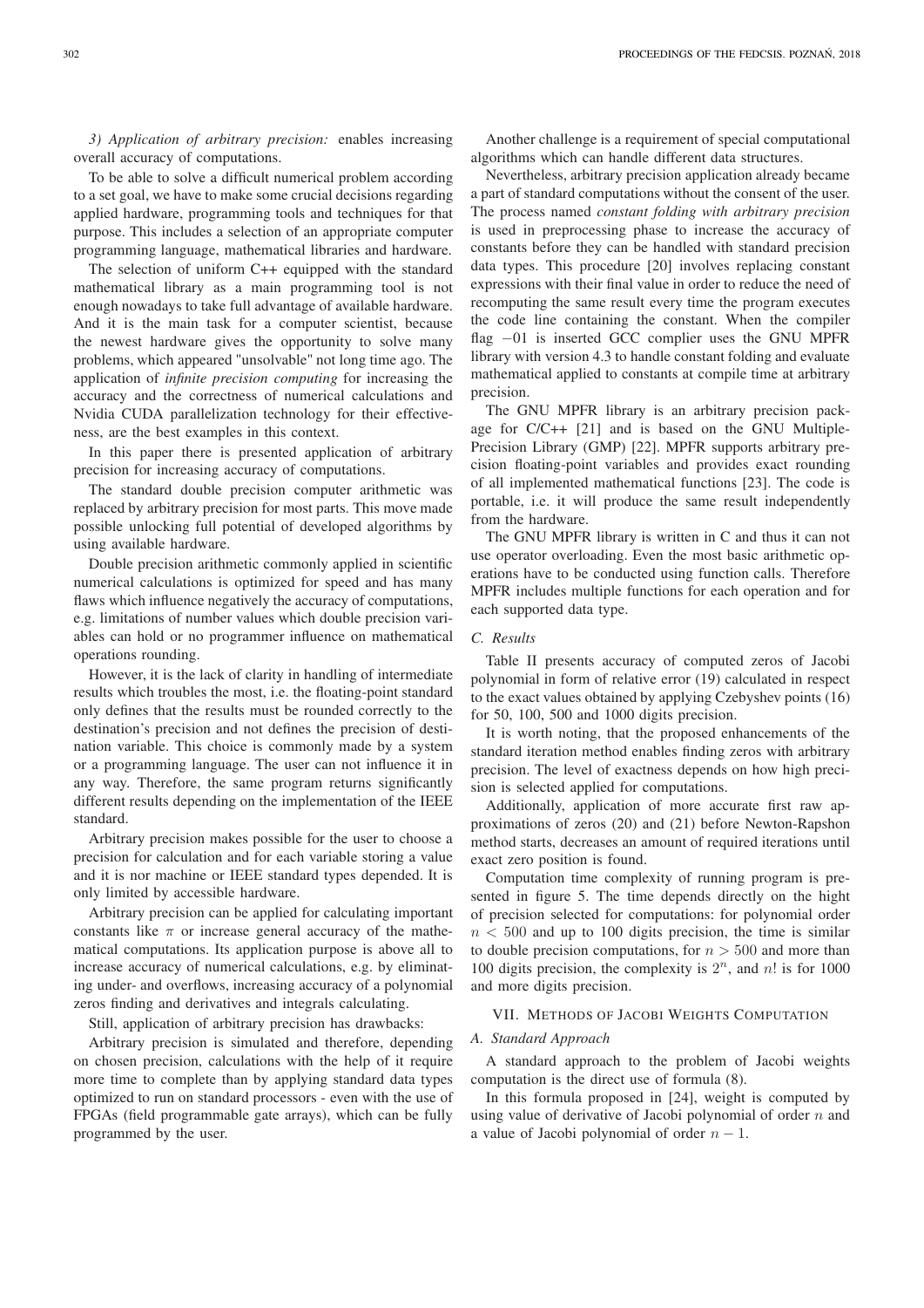*3) Application of arbitrary precision:* enables increasing overall accuracy of computations.

To be able to solve a difficult numerical problem according to a set goal, we have to make some crucial decisions regarding applied hardware, programming tools and techniques for that purpose. This includes a selection of an appropriate computer programming language, mathematical libraries and hardware.

The selection of uniform C++ equipped with the standard mathematical library as a main programming tool is not enough nowadays to take full advantage of available hardware. And it is the main task for a computer scientist, because the newest hardware gives the opportunity to solve many problems, which appeared "unsolvable" not long time ago. The application of *infinite precision computing* for increasing the accuracy and the correctness of numerical calculations and Nvidia CUDA parallelization technology for their effectiveness, are the best examples in this context.

In this paper there is presented application of arbitrary precision for increasing accuracy of computations.

The standard double precision computer arithmetic was replaced by arbitrary precision for most parts. This move made possible unlocking full potential of developed algorithms by using available hardware.

Double precision arithmetic commonly applied in scientific numerical calculations is optimized for speed and has many flaws which influence negatively the accuracy of computations, e.g. limitations of number values which double precision variables can hold or no programmer influence on mathematical operations rounding.

However, it is the lack of clarity in handling of intermediate results which troubles the most, i.e. the floating-point standard only defines that the results must be rounded correctly to the destination's precision and not defines the precision of destination variable. This choice is commonly made by a system or a programming language. The user can not influence it in any way. Therefore, the same program returns significantly different results depending on the implementation of the IEEE standard.

Arbitrary precision makes possible for the user to choose a precision for calculation and for each variable storing a value and it is nor machine or IEEE standard types depended. It is only limited by accessible hardware.

Arbitrary precision can be applied for calculating important constants like $\pi$ or increase general accuracy of the mathematical computations. Its application purpose is above all to increase accuracy of numerical calculations, e.g. by eliminating under- and overflows, increasing accuracy of a polynomial zeros finding and derivatives and integrals calculating.

Still, application of arbitrary precision has drawbacks:

Arbitrary precision is simulated and therefore, depending on chosen precision, calculations with the help of it require more time to complete than by applying standard data types optimized to run on standard processors - even with the use of FPGAs (field programmable gate arrays), which can be fully programmed by the user.

Another challenge is a requirement of special computational algorithms which can handle different data structures.

Nevertheless, arbitrary precision application already became a part of standard computations without the consent of the user. The process named *constant folding with arbitrary precision* is used in preprocessing phase to increase the accuracy of constants before they can be handled with standard precision data types. This procedure [20] involves replacing constant expressions with their final value in order to reduce the need of recomputing the same result every time the program executes the code line containing the constant. When the compiler flag $-01$ is inserted GCC complier uses the GNU MPFR library with version 4.3 to handle constant folding and evaluate mathematical applied to constants at compile time at arbitrary precision.

The GNU MPFR library is an arbitrary precision package for C/C++ [21] and is based on the GNU Multiple-Precision Library (GMP) [22]. MPFR supports arbitrary precision floating-point variables and provides exact rounding of all implemented mathematical functions [23]. The code is portable, i.e. it will produce the same result independently from the hardware.

The GNU MPFR library is written in C and thus it can not use operator overloading. Even the most basic arithmetic operations have to be conducted using function calls. Therefore MPFR includes multiple functions for each operation and for each supported data type.

### C. Results

Table II presents accuracy of computed zeros of Jacobi polynomial in form of relative error (19) calculated in respect to the exact values obtained by applying Czebyshev points (16) for 50, 100, 500 and 1000 digits precision.

It is worth noting, that the proposed enhancements of the standard iteration method enables finding zeros with arbitrary precision. The level of exactness depends on how high precision is selected applied for computations.

Additionally, application of more accurate first raw approximations of zeros (20) and (21) before Newton-Rapshon method starts, decreases an amount of required iterations until exact zero position is found.

Computation time complexity of running program is presented in figure 5. The time depends directly on the hight of precision selected for computations: for polynomial order $n < 500$ and up to 100 digits precision, the time is similar to double precision computations, for $n > 500$ and more than 100 digits precision, the complexity is $2^n$, and $n!$ is for 1000 and more digits precision.

## VII. Methods of Jacobi Weights Computation

### A. Standard Approach

A standard approach to the problem of Jacobi weights computation is the direct use of formula (8).

In this formula proposed in [24], weight is computed by using value of derivative of Jacobi polynomial of order $n$ and a value of Jacobi polynomial of order $n-1$.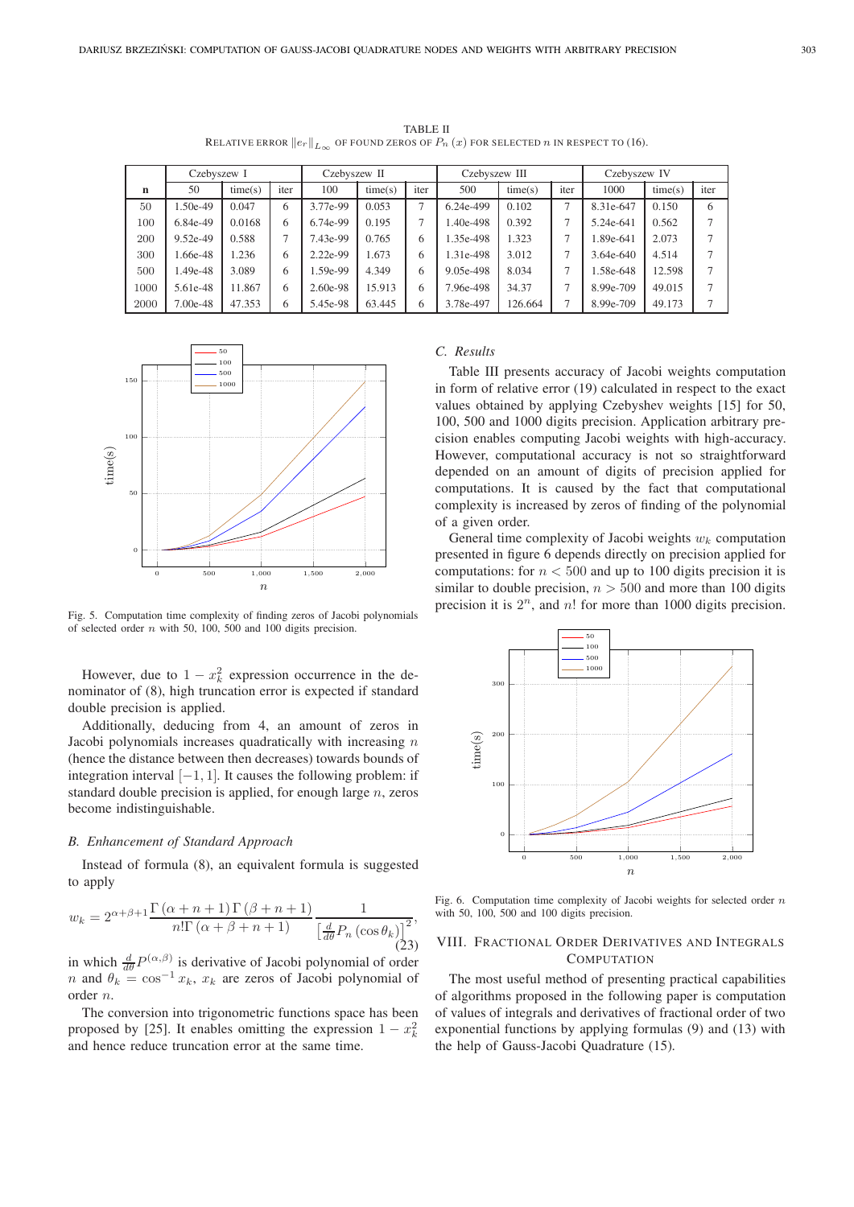TABLE II
RELATIVE ERROR $\|e_r\|_{L_\infty}$ OF FOUND ZEROS OF $P_n(x)$ FOR SELECTED $n$ IN RESPECT TO (16).

| | Czebyszew I | | | Czebyszew II | | | Czebyszew III | | | Czebyszew IV | | |
|---|---|---|---|---|---|---|---|---|---|---|---|---|
| **n** | 50 | time(s) | iter | 100 | time(s) | iter | 500 | time(s) | iter | 1000 | time(s) | iter |
| 50 | 1.50e-49 | 0.047 | 6 | 3.77e-99 | 0.053 | 7 | 6.24e-499 | 0.102 | 7 | 8.31e-647 | 0.150 | 6 |
| 100 | 6.84e-49 | 0.0168 | 6 | 6.74e-99 | 0.195 | 7 | 1.40e-498 | 0.392 | 7 | 5.24e-641 | 0.562 | 7 |
| 200 | 9.52e-49 | 0.588 | 7 | 7.43e-99 | 0.765 | 6 | 1.35e-498 | 1.323 | 7 | 1.89e-641 | 2.073 | 7 |
| 300 | 1.66e-48 | 1.236 | 6 | 2.22e-99 | 1.673 | 6 | 1.31e-498 | 3.012 | 7 | 3.64e-640 | 4.514 | 7 |
| 500 | 1.49e-48 | 3.089 | 6 | 1.59e-99 | 4.349 | 6 | 9.05e-498 | 8.034 | 7 | 1.58e-648 | 12.598 | 7 |
| 1000 | 5.61e-48 | 11.867 | 6 | 2.60e-98 | 15.913 | 6 | 7.96e-498 | 34.37 | 7 | 8.99e-709 | 49.015 | 7 |
| 2000 | 7.00e-48 | 47.353 | 6 | 5.45e-98 | 63.445 | 6 | 3.78e-497 | 126.664 | 7 | 8.99e-709 | 49.173 | 7 |

Fig. 5. Computation time complexity of finding zeros of Jacobi polynomials of selected order $n$ with 50, 100, 500 and 100 digits precision.

However, due to $1 - x_k^2$ expression occurrence in the denominator of (8), high truncation error is expected if standard double precision is applied.

Additionally, deducing from 4, an amount of zeros in Jacobi polynomials increases quadratically with increasing $n$ (hence the distance between then decreases) towards bounds of integration interval $[-1, 1]$. It causes the following problem: if standard double precision is applied, for enough large $n$, zeros become indistinguishable.

### B. Enhancement of Standard Approach

Instead of formula (8), an equivalent formula is suggested to apply

$$w_k = 2^{\alpha+\beta+1} \frac{\Gamma(\alpha+n+1)\Gamma(\beta+n+1)}{n!\Gamma(\alpha+\beta+n+1)} \frac{1}{\left[\frac{d}{d\theta} P_n(\cos\theta_k)\right]^2}, \tag{23}$$

in which $\frac{d}{d\theta}P^{(\alpha,\beta)}$ is derivative of Jacobi polynomial of order $n$ and $\theta_k = \cos^{-1} x_k$, $x_k$ are zeros of Jacobi polynomial of order $n$.

The conversion into trigonometric functions space has been proposed by [25]. It enables omitting the expression $1 - x_k^2$ and hence reduce truncation error at the same time.

### C. Results

Table III presents accuracy of Jacobi weights computation in form of relative error (19) calculated in respect to the exact values obtained by applying Czebyshev weights [15] for 50, 100, 500 and 1000 digits precision. Application arbitrary precision enables computing Jacobi weights with high-accuracy. However, computational accuracy is not so straightforward depended on an amount of digits of precision applied for computations. It is caused by the fact that computational complexity is increased by zeros of finding of the polynomial of a given order.

General time complexity of Jacobi weights $w_k$ computation presented in figure 6 depends directly on precision applied for computations: for $n < 500$ and up to 100 digits precision it is similar to double precision, $n > 500$ and more than 100 digits precision it is $2^n$, and $n!$ for more than 1000 digits precision.

Fig. 6. Computation time complexity of Jacobi weights for selected order $n$ with 50, 100, 500 and 100 digits precision.

## VIII. FRACTIONAL ORDER DERIVATIVES AND INTEGRALS COMPUTATION

The most useful method of presenting practical capabilities of algorithms proposed in the following paper is computation of values of integrals and derivatives of fractional order of two exponential functions by applying formulas (9) and (13) with the help of Gauss-Jacobi Quadrature (15).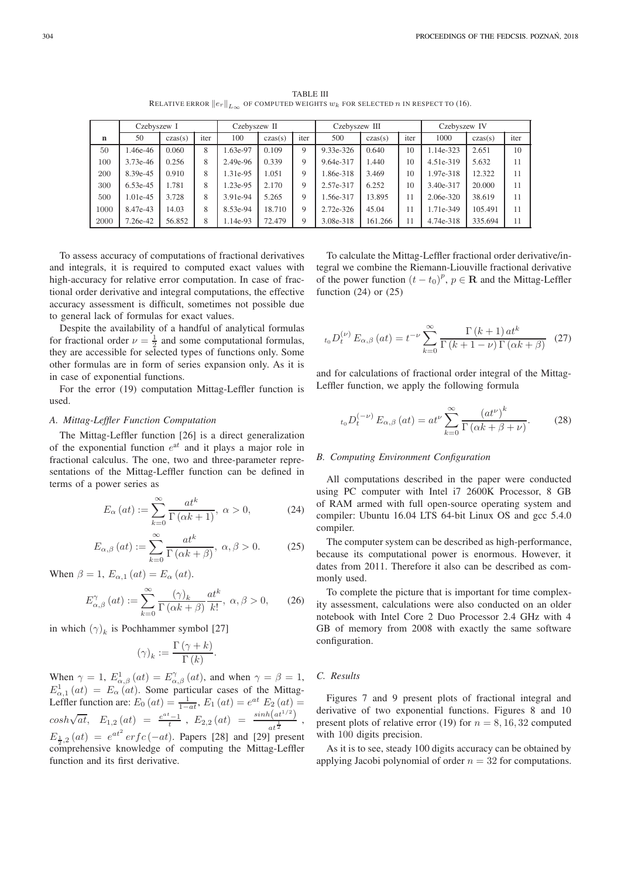TABLE III
RELATIVE ERROR $\|e_r\|_{L_\infty}$ OF COMPUTED WEIGHTS $w_k$ FOR SELECTED $n$ IN RESPECT TO (16).

| | Czebyszew I | | | Czebyszew II | | | Czebyszew III | | | Czebyszew IV | | |
|---|---|---|---|---|---|---|---|---|---|---|---|---|
| **n** | 50 | czas(s) | iter | 100 | czas(s) | iter | 500 | czas(s) | iter | 1000 | czas(s) | iter |
| 50 | 1.46e-46 | 0.060 | 8 | 1.63e-97 | 0.109 | 9 | 9.33e-326 | 0.640 | 10 | 1.14e-323 | 2.651 | 10 |
| 100 | 3.73e-46 | 0.256 | 8 | 2.49e-96 | 0.339 | 9 | 9.64e-317 | 1.440 | 10 | 4.51e-319 | 5.632 | 11 |
| 200 | 8.39e-45 | 0.910 | 8 | 1.31e-95 | 1.051 | 9 | 1.86e-318 | 3.469 | 10 | 1.97e-318 | 12.322 | 11 |
| 300 | 6.53e-45 | 1.781 | 8 | 1.23e-95 | 2.170 | 9 | 2.57e-317 | 6.252 | 10 | 3.40e-317 | 20.000 | 11 |
| 500 | 1.01e-45 | 3.728 | 8 | 3.91e-94 | 5.265 | 9 | 1.56e-317 | 13.895 | 11 | 2.06e-320 | 38.619 | 11 |
| 1000 | 8.47e-43 | 14.03 | 8 | 8.53e-94 | 18.710 | 9 | 2.72e-326 | 45.04 | 11 | 1.71e-349 | 105.491 | 11 |
| 2000 | 7.26e-42 | 56.852 | 8 | 1.14e-93 | 72.479 | 9 | 3.08e-318 | 161.266 | 11 | 4.74e-318 | 335.694 | 11 |

To assess accuracy of computations of fractional derivatives and integrals, it is required to computed exact values with high-accuracy for relative error computation. In case of fractional order derivative and integral computations, the effective accuracy assessment is difficult, sometimes not possible due to general lack of formulas for exact values.

Despite the availability of a handful of analytical formulas for fractional order $\nu = \frac{1}{2}$ and some computational formulas, they are accessible for selected types of functions only. Some other formulas are in form of series expansion only. As it is in case of exponential functions.

For the error (19) computation Mittag-Leffler function is used.

### A. Mittag-Leffler Function Computation

The Mittag-Leffler function [26] is a direct generalization of the exponential function $e^{at}$ and it plays a major role in fractional calculus. The one, two and three-parameter representations of the Mittag-Leffler function can be defined in terms of a power series as

$$E_{\alpha}(at) := \sum_{k=0}^{\infty} \frac{at^k}{\Gamma(\alpha k + 1)},\ \alpha > 0, \tag{24}$$

$$E_{\alpha,\beta}(at) := \sum_{k=0}^{\infty} \frac{at^k}{\Gamma(\alpha k + \beta)},\ \alpha, \beta > 0. \tag{25}$$

When $\beta = 1$, $E_{\alpha,1}(at) = E_{\alpha}(at)$.

$$E_{\alpha,\beta}^{\gamma}(at) := \sum_{k=0}^{\infty} \frac{(\gamma)_k}{\Gamma(\alpha k + \beta)} \frac{at^k}{k!},\ \alpha, \beta > 0, \tag{26}$$

in which $(\gamma)_k$ is Pochhammer symbol [27]

$$(\gamma)_k := \frac{\Gamma(\gamma + k)}{\Gamma(k)}.$$

When $\gamma = 1$, $E_{\alpha,\beta}^{1}(at) = E_{\alpha,\beta}^{\gamma}(at)$, and when $\gamma = \beta = 1$, $E_{\alpha,1}^{1}(at) = E_{\alpha}(at)$. Some particular cases of the Mittag-Leffler function are: $E_0(at) = \frac{1}{1-at}$, $E_1(at) = e^{at}$ $E_2(at) = \cosh\sqrt{at}$, $E_{1,2}(at) = \frac{e^{at}-1}{t}$, $E_{2,2}(at) = \frac{\sinh\left(at^{1/2}\right)}{at^{\frac{1}{2}}}$, $E_{\frac{1}{2},2}(at) = e^{at^2} erfc(-at)$. Papers [28] and [29] present comprehensive knowledge of computing the Mittag-Leffler function and its first derivative.

To calculate the Mittag-Leffler fractional order derivative/integral we combine the Riemann-Liouville fractional derivative of the power function $(t - t_0)^p$, $p \in \mathbf{R}$ and the Mittag-Leffler function (24) or (25)

$${}_{t_0}D_t^{(\nu)} E_{\alpha,\beta}(at) = t^{-\nu} \sum_{k=0}^{\infty} \frac{\Gamma(k+1)\, at^k}{\Gamma(k+1-\nu)\,\Gamma(\alpha k + \beta)} \tag{27}$$

and for calculations of fractional order integral of the Mittag-Leffler function, we apply the following formula

$${}_{t_0}D_t^{(-\nu)} E_{\alpha,\beta}(at) = at^{\nu} \sum_{k=0}^{\infty} \frac{\left(at^{\nu}\right)^k}{\Gamma(\alpha k + \beta + \nu)}. \tag{28}$$

### B. Computing Environment Configuration

All computations described in the paper were conducted using PC computer with Intel i7 2600K Processor, 8 GB of RAM armed with full open-source operating system and compiler: Ubuntu 16.04 LTS 64-bit Linux OS and gcc 5.4.0 compiler.

The computer system can be described as high-performance, because its computational power is enormous. However, it dates from 2011. Therefore it also can be described as commonly used.

To complete the picture that is important for time complexity assessment, calculations were also conducted on an older notebook with Intel Core 2 Duo Processor 2.4 GHz with 4 GB of memory from 2008 with exactly the same software configuration.

### C. Results

Figures 7 and 9 present plots of fractional integral and derivative of two exponential functions. Figures 8 and 10 present plots of relative error (19) for $n = 8, 16, 32$ computed with 100 digits precision.

As it is to see, steady 100 digits accuracy can be obtained by applying Jacobi polynomial of order $n = 32$ for computations.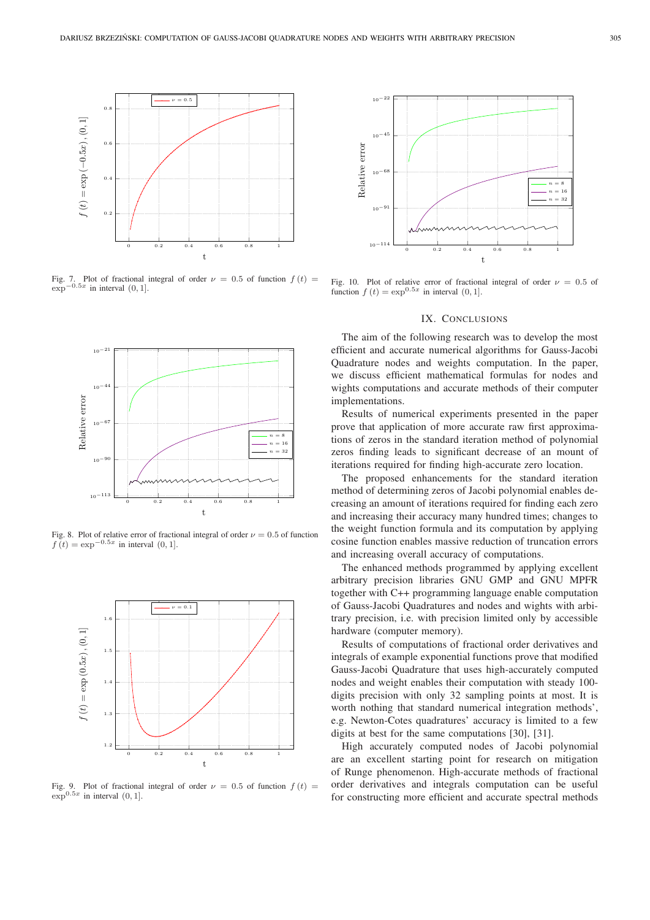Fig. 7. Plot of fractional integral of order $\nu = 0.5$ of function $f(t) = \exp^{-0.5x}$ in interval $(0, 1]$.

Fig. 8. Plot of relative error of fractional integral of order $\nu = 0.5$ of function $f(t) = \exp^{-0.5x}$ in interval $(0, 1]$.

Fig. 9. Plot of fractional integral of order $\nu = 0.5$ of function $f(t) = \exp^{0.5x}$ in interval $(0, 1]$.

Fig. 10. Plot of relative error of fractional integral of order $\nu = 0.5$ of function $f(t) = \exp^{0.5x}$ in interval $(0, 1]$.

## IX. Conclusions

The aim of the following research was to develop the most efficient and accurate numerical algorithms for Gauss-Jacobi Quadrature nodes and weights computation. In the paper, we discuss efficient mathematical formulas for nodes and wights computations and accurate methods of their computer implementations.

Results of numerical experiments presented in the paper prove that application of more accurate raw first approximations of zeros in the standard iteration method of polynomial zeros finding leads to significant decrease of a mount of iterations required for finding high-accurate zero location.

The proposed enhancements for the standard iteration method of determining zeros of Jacobi polynomial enables decreasing an amount of iterations required for finding each zero and increasing their accuracy many hundred times; changes to the weight function formula and its computation by applying cosine function enables massive reduction of truncation errors and increasing overall accuracy of computations.

The enhanced methods programmed by applying excellent arbitrary precision libraries GNU GMP and GNU MPFR together with C++ programming language enable computation of Gauss-Jacobi Quadratures and nodes and wights with arbitrary precision, i.e. with precision limited only by accessible hardware (computer memory).

Results of computations of fractional order derivatives and integrals of example exponential functions prove that modified Gauss-Jacobi Quadrature that uses high-accurately computed nodes and weight enables their computation with steady 100-digits precision with only 32 sampling points at most. It is worth nothing that standard numerical integration methods', e.g. Newton-Cotes quadratures' accuracy is limited to a few digits at best for the same computations [30], [31].

High accurately computed nodes of Jacobi polynomial are an excellent starting point for research on mitigation of Runge phenomenon. High-accurate methods of fractional order derivatives and integrals computation can be useful for constructing more efficient and accurate spectral methods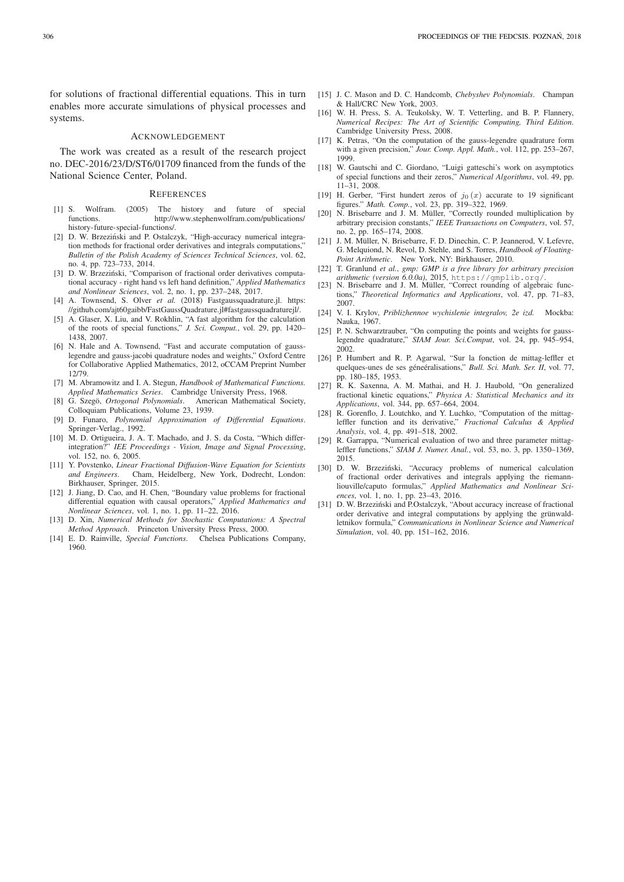for solutions of fractional differential equations. This in turn enables more accurate simulations of physical processes and systems.

## Acknowledgement

The work was created as a result of the research project no. DEC-2016/23/D/ST6/01709 financed from the funds of the National Science Center, Poland.

## References

[1] S. Wolfram. (2005) The history and future of special functions. http://www.stephenwolfram.com/publications/history-future-special-functions/.

[2] D. W. Brzeziński and P. Ostalczyk, "High-accuracy numerical integration methods for fractional order derivatives and integrals computations," *Bulletin of the Polish Academy of Sciences Technical Sciences*, vol. 62, no. 4, pp. 723–733, 2014.

[3] D. W. Brzeziński, "Comparison of fractional order derivatives computational accuracy - right hand vs left hand definition," *Applied Mathematics and Nonlinear Sciences*, vol. 2, no. 1, pp. 237–248, 2017.

[4] A. Townsend, S. Olver *et al.* (2018) Fastgaussquadrature.jl. https://github.com/ajt60gaibb/FastGaussQuadrature.jl#fastgaussquadraturejl/.

[5] A. Glaser, X. Liu, and V. Rokhlin, "A fast algorithm for the calculation of the roots of special functions," *J. Sci. Comput.*, vol. 29, pp. 1420–1438, 2007.

[6] N. Hale and A. Townsend, "Fast and accurate computation of gauss-legendre and gauss-jacobi quadrature nodes and weights," Oxford Centre for Collaborative Applied Mathematics, 2012, oCCAM Preprint Number 12/79.

[7] M. Abramowitz and I. A. Stegun, *Handbook of Mathematical Functions. Applied Mathematics Series*. Cambridge University Press, 1968.

[8] G. Szegö, *Ortogonal Polynomials*. American Mathematical Society, Colloquiam Publications, Volume 23, 1939.

[9] D. Funaro, *Polynomial Approximation of Differential Equations*. Springer-Verlag., 1992.

[10] M. D. Ortigueira, J. A. T. Machado, and J. S. da Costa, "Which differintegration?" *IEE Proceedings - Vision, Image and Signal Processing*, vol. 152, no. 6, 2005.

[11] Y. Povstenko, *Linear Fractional Diffusion-Wave Equation for Scientists and Engineers*. Cham, Heidelberg, New York, Dodrecht, London: Birkhauser, Springer, 2015.

[12] J. Jiang, D. Cao, and H. Chen, "Boundary value problems for fractional differential equation with causal operators," *Applied Mathematics and Nonlinear Sciences*, vol. 1, no. 1, pp. 11–22, 2016.

[13] D. Xin, *Numerical Methods for Stochastic Computations: A Spectral Method Approach*. Princeton University Press Press, 2000.

[14] E. D. Rainville, *Special Functions*. Chelsea Publications Company, 1960.

[15] J. C. Mason and D. C. Handcomb, *Chebyshev Polynomials*. Champan & Hall/CRC New York, 2003.

[16] W. H. Press, S. A. Teukolsky, W. T. Vetterling, and B. P. Flannery, *Numerical Recipes: The Art of Scientific Computing, Third Edition*. Cambridge University Press, 2008.

[17] K. Petras, "On the computation of the gauss-legendre quadrature form with a given precision," *Jour. Comp. Appl. Math.*, vol. 112, pp. 253–267, 1999.

[18] W. Gautschi and C. Giordano, "Luigi gatteschi's work on asymptotics of special functions and their zeros," *Numerical Algorithms*, vol. 49, pp. 11–31, 2008.

[19] H. Gerber, "First hundert zeros of $j_0(x)$ accurate to 19 significant figures." *Math. Comp.*, vol. 23, pp. 319–322, 1969.

[20] N. Brisebarre and J. M. Müller, "Correctly rounded multiplication by arbitrary precision constants," *IEEE Transactions on Computers*, vol. 57, no. 2, pp. 165–174, 2008.

[21] J. M. Müller, N. Brisebarre, F. D. Dinechin, C. P. Jeannerod, V. Lefevre, G. Melquiond, N. Revol, D. Stehle, and S. Torres, *Handbook of Floating-Point Arithmetic*. New York, NY: Birkhauser, 2010.

[22] T. Granlund *et al.*, *gmp: GMP is a free library for arbitrary precision arithmetic (version 6.0.0a)*, 2015, https://gmplib.org/.

[23] N. Brisebarre and J. M. Müller, "Correct rounding of algebraic functions," *Theoretical Informatics and Applications*, vol. 47, pp. 71–83, 2007.

[24] V. I. Krylov, *Priblizhennoe wychislenie integralov, 2e izd.* Mockba: Nauka, 1967.

[25] P. N. Schwarztrauber, "On computing the points and weights for gauss-legendre quadrature," *SIAM Jour. Sci.Comput*, vol. 24, pp. 945–954, 2002.

[26] P. Humbert and R. P. Agarwal, "Sur la fonction de mittag-leffler et quelques-unes de ses géneéralisations," *Bull. Sci. Math. Ser. II*, vol. 77, pp. 180–185, 1953.

[27] R. K. Saxenna, A. M. Mathai, and H. J. Haubold, "On generalized fractional kinetic equations," *Physica A: Statistical Mechanics and its Applications*, vol. 344, pp. 657–664, 2004.

[28] R. Gorenflo, J. Loutchko, and Y. Luchko, "Computation of the mittag-leffler function and its derivative," *Fractional Calculus & Applied Analysis*, vol. 4, pp. 491–518, 2002.

[29] R. Garrappa, "Numerical evaluation of two and three parameter mittag-leffler functions," *SIAM J. Numer. Anal.*, vol. 53, no. 3, pp. 1350–1369, 2015.

[30] D. W. Brzeziński, "Accuracy problems of numerical calculation of fractional order derivatives and integrals applying the riemann-liouville/caputo formulas," *Applied Mathematics and Nonlinear Sciences*, vol. 1, no. 1, pp. 23–43, 2016.

[31] D. W. Brzeziński and P.Ostalczyk, "About accuracy increase of fractional order derivative and integral computations by applying the grünwald-letnikov formula," *Communications in Nonlinear Science and Numerical Simulation*, vol. 40, pp. 151–162, 2016.